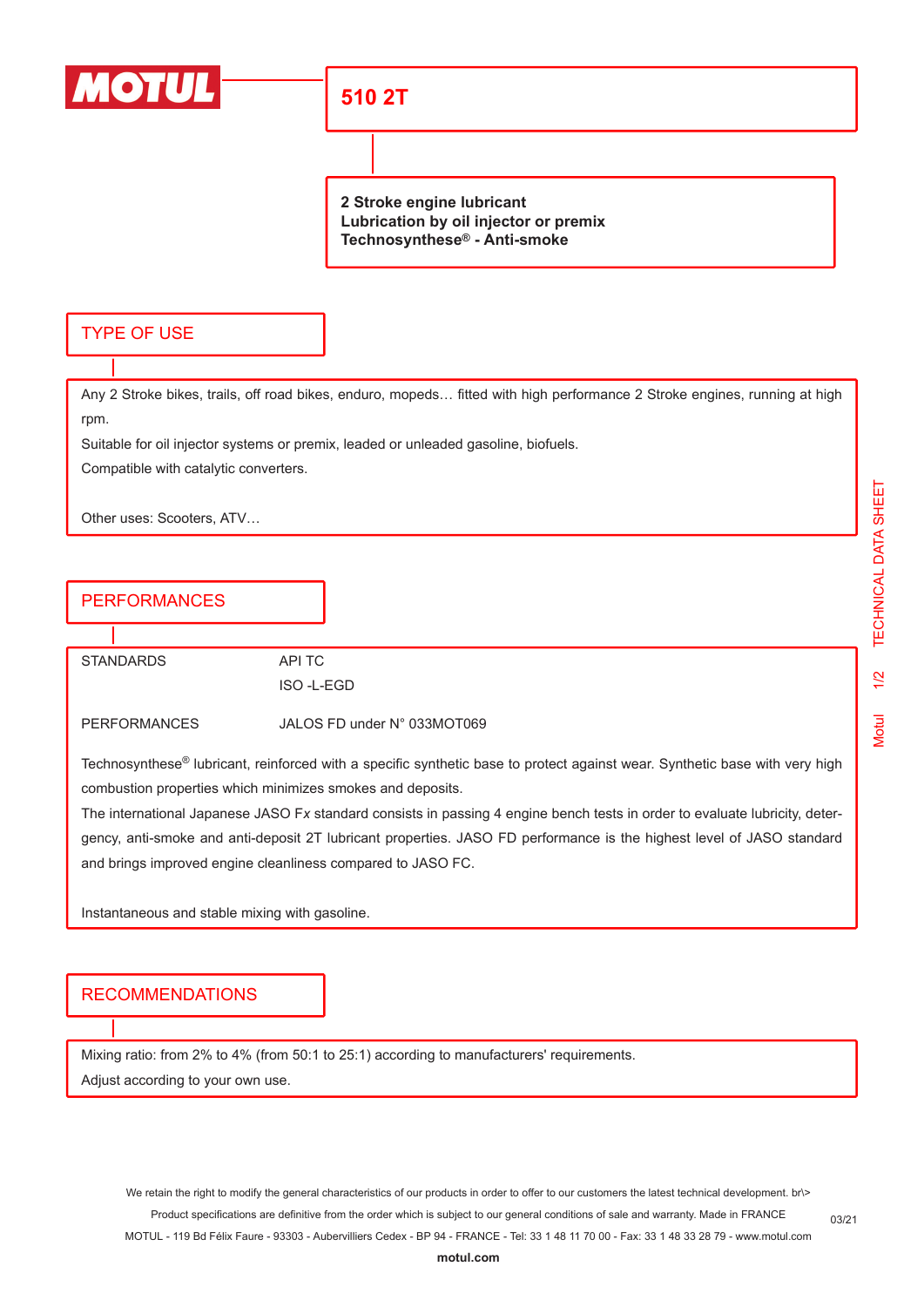# 510 2T

**2 Stroke engine lubricant**
**Lubrication by oil injector or premix**
**Technosynthese® - Anti-smoke**

## TYPE OF USE

Any 2 Stroke bikes, trails, off road bikes, enduro, mopeds… fitted with high performance 2 Stroke engines, running at high rpm.

Suitable for oil injector systems or premix, leaded or unleaded gasoline, biofuels.

Compatible with catalytic converters.

Other uses: Scooters, ATV…

## PERFORMANCES

| | |
|---|---|
| STANDARDS | API TC<br>ISO -L-EGD |
| PERFORMANCES | JALOS FD under N° 033MOT069 |

Technosynthese® lubricant, reinforced with a specific synthetic base to protect against wear. Synthetic base with very high combustion properties which minimizes smokes and deposits.

The international Japanese JASO F*x* standard consists in passing 4 engine bench tests in order to evaluate lubricity, detergency, anti-smoke and anti-deposit 2T lubricant properties. JASO FD performance is the highest level of JASO standard and brings improved engine cleanliness compared to JASO FC.

Instantaneous and stable mixing with gasoline.

## RECOMMENDATIONS

Mixing ratio: from 2% to 4% (from 50:1 to 25:1) according to manufacturers' requirements.

Adjust according to your own use.

We retain the right to modify the general characteristics of our products in order to offer to our customers the latest technical development. br\>

Product specifications are definitive from the order which is subject to our general conditions of sale and warranty. Made in FRANCE

MOTUL - 119 Bd Félix Faure - 93303 - Aubervilliers Cedex - BP 94 - FRANCE - Tel: 33 1 48 11 70 00 - Fax: 33 1 48 33 28 79 - www.motul.com

03/21

**motul.com**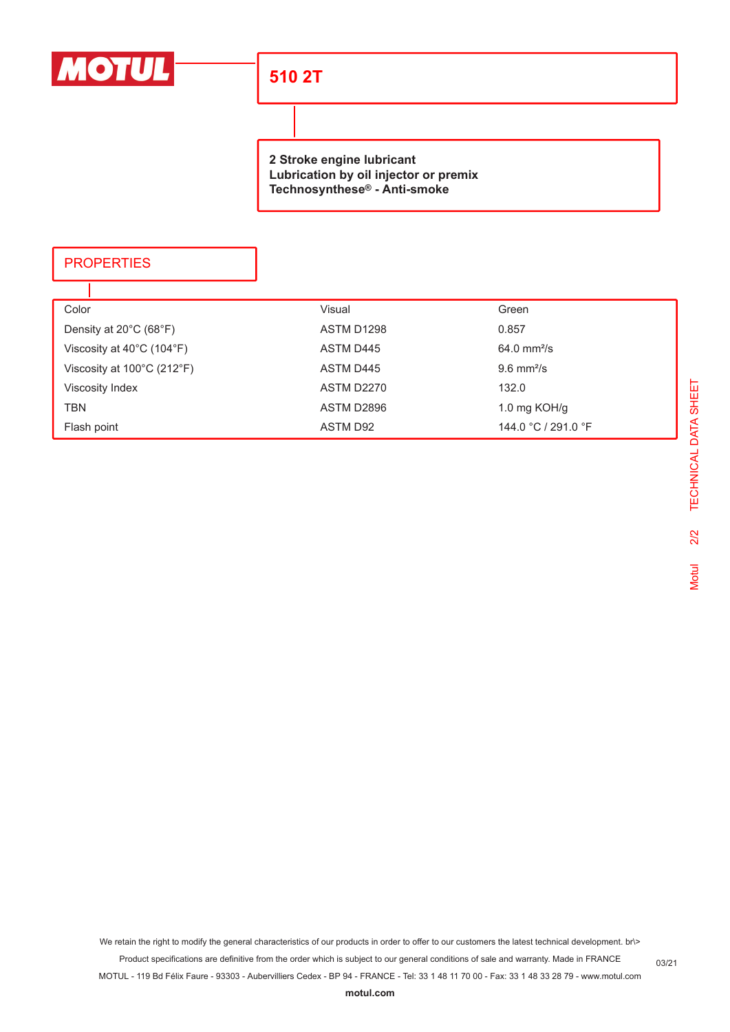# 510 2T

**2 Stroke engine lubricant**
**Lubrication by oil injector or premix**
**Technosynthese® - Anti-smoke**

## PROPERTIES

| | | |
|---|---|---|
| Color | Visual | Green |
| Density at 20°C (68°F) | ASTM D1298 | 0.857 |
| Viscosity at 40°C (104°F) | ASTM D445 | 64.0 $mm^2/s$ |
| Viscosity at 100°C (212°F) | ASTM D445 | 9.6 $mm^2/s$ |
| Viscosity Index | ASTM D2270 | 132.0 |
| TBN | ASTM D2896 | 1.0 mg KOH/g |
| Flash point | ASTM D92 | 144.0 °C / 291.0 °F |

We retain the right to modify the general characteristics of our products in order to offer to our customers the latest technical development. br\>
Product specifications are definitive from the order which is subject to our general conditions of sale and warranty. Made in FRANCE
MOTUL - 119 Bd Félix Faure - 93303 - Aubervilliers Cedex - BP 94 - FRANCE - Tel: 33 1 48 11 70 00 - Fax: 33 1 48 33 28 79 - www.motul.com

03/21

**motul.com**